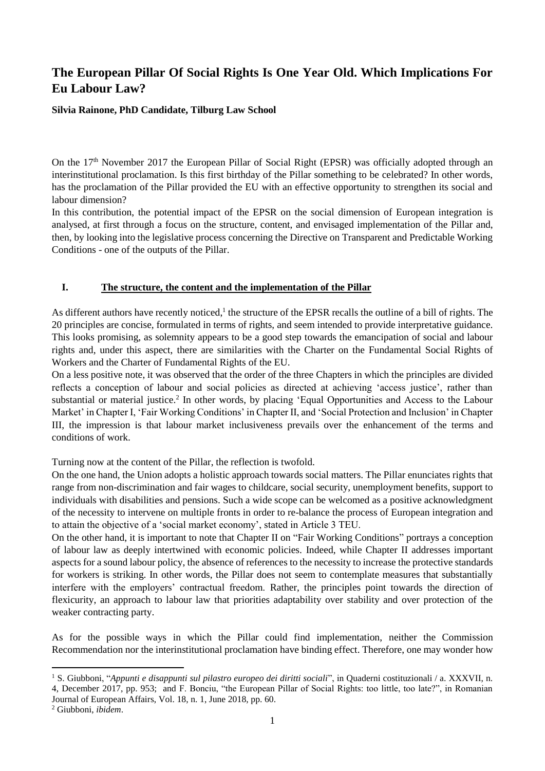# The European Pillar Of Social Rights Is One Year Old. Which Implications For Eu Labour Law?

**Silvia Rainone, PhD Candidate, Tilburg Law School**

On the 17th November 2017 the European Pillar of Social Right (EPSR) was officially adopted through an interinstitutional proclamation. Is this first birthday of the Pillar something to be celebrated? In other words, has the proclamation of the Pillar provided the EU with an effective opportunity to strengthen its social and labour dimension?

In this contribution, the potential impact of the EPSR on the social dimension of European integration is analysed, at first through a focus on the structure, content, and envisaged implementation of the Pillar and, then, by looking into the legislative process concerning the Directive on Transparent and Predictable Working Conditions - one of the outputs of the Pillar.

## I. The structure, the content and the implementation of the Pillar

As different authors have recently noticed,[1] the structure of the EPSR recalls the outline of a bill of rights. The 20 principles are concise, formulated in terms of rights, and seem intended to provide interpretative guidance. This looks promising, as solemnity appears to be a good step towards the emancipation of social and labour rights and, under this aspect, there are similarities with the Charter on the Fundamental Social Rights of Workers and the Charter of Fundamental Rights of the EU.

On a less positive note, it was observed that the order of the three Chapters in which the principles are divided reflects a conception of labour and social policies as directed at achieving 'access justice', rather than substantial or material justice.[2] In other words, by placing 'Equal Opportunities and Access to the Labour Market' in Chapter I, 'Fair Working Conditions' in Chapter II, and 'Social Protection and Inclusion' in Chapter III, the impression is that labour market inclusiveness prevails over the enhancement of the terms and conditions of work.

Turning now at the content of the Pillar, the reflection is twofold.

On the one hand, the Union adopts a holistic approach towards social matters. The Pillar enunciates rights that range from non-discrimination and fair wages to childcare, social security, unemployment benefits, support to individuals with disabilities and pensions. Such a wide scope can be welcomed as a positive acknowledgment of the necessity to intervene on multiple fronts in order to re-balance the process of European integration and to attain the objective of a 'social market economy', stated in Article 3 TEU.

On the other hand, it is important to note that Chapter II on "Fair Working Conditions" portrays a conception of labour law as deeply intertwined with economic policies. Indeed, while Chapter II addresses important aspects for a sound labour policy, the absence of references to the necessity to increase the protective standards for workers is striking. In other words, the Pillar does not seem to contemplate measures that substantially interfere with the employers' contractual freedom. Rather, the principles point towards the direction of flexicurity, an approach to labour law that priorities adaptability over stability and over protection of the weaker contracting party.

As for the possible ways in which the Pillar could find implementation, neither the Commission Recommendation nor the interinstitutional proclamation have binding effect. Therefore, one may wonder how

---

[1] S. Giubboni, "*Appunti e disappunti sul pilastro europeo dei diritti sociali*", in Quaderni costituzionali / a. XXXVII, n. 4, December 2017, pp. 953; and F. Bonciu, "the European Pillar of Social Rights: too little, too late?", in Romanian Journal of European Affairs, Vol. 18, n. 1, June 2018, pp. 60.

[2] Giubboni, *ibidem*.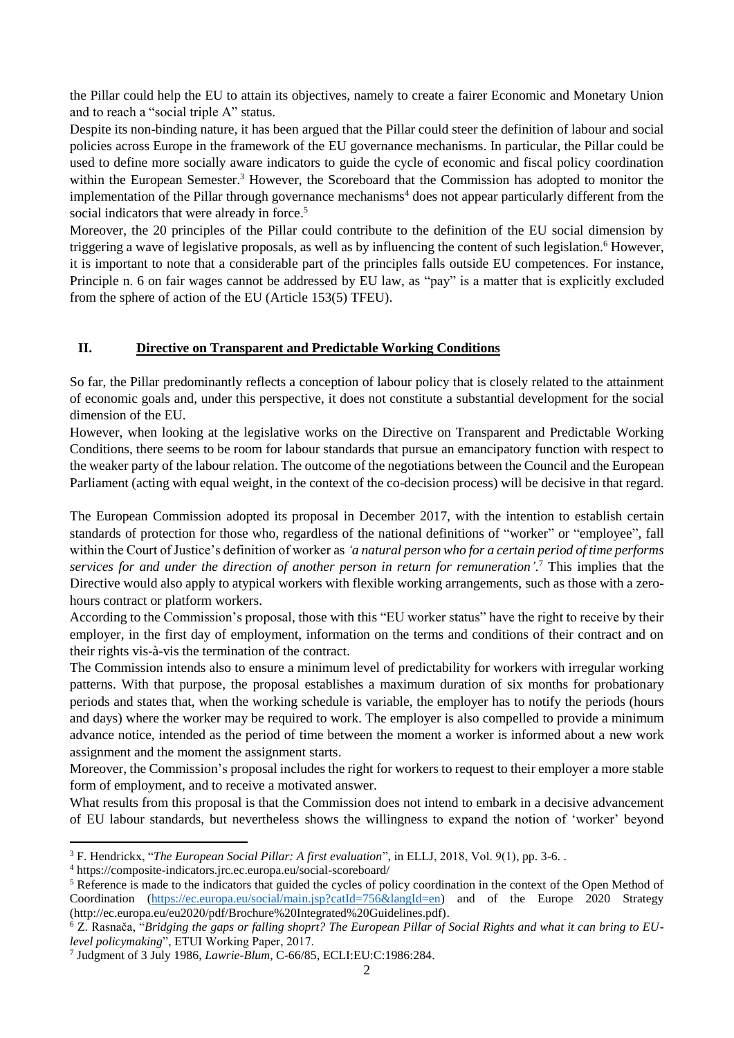the Pillar could help the EU to attain its objectives, namely to create a fairer Economic and Monetary Union and to reach a "social triple A" status.

Despite its non-binding nature, it has been argued that the Pillar could steer the definition of labour and social policies across Europe in the framework of the EU governance mechanisms. In particular, the Pillar could be used to define more socially aware indicators to guide the cycle of economic and fiscal policy coordination within the European Semester.[3] However, the Scoreboard that the Commission has adopted to monitor the implementation of the Pillar through governance mechanisms[4] does not appear particularly different from the social indicators that were already in force.[5]

Moreover, the 20 principles of the Pillar could contribute to the definition of the EU social dimension by triggering a wave of legislative proposals, as well as by influencing the content of such legislation.[6] However, it is important to note that a considerable part of the principles falls outside EU competences. For instance, Principle n. 6 on fair wages cannot be addressed by EU law, as "pay" is a matter that is explicitly excluded from the sphere of action of the EU (Article 153(5) TFEU).

## II. Directive on Transparent and Predictable Working Conditions

So far, the Pillar predominantly reflects a conception of labour policy that is closely related to the attainment of economic goals and, under this perspective, it does not constitute a substantial development for the social dimension of the EU.

However, when looking at the legislative works on the Directive on Transparent and Predictable Working Conditions, there seems to be room for labour standards that pursue an emancipatory function with respect to the weaker party of the labour relation. The outcome of the negotiations between the Council and the European Parliament (acting with equal weight, in the context of the co-decision process) will be decisive in that regard.

The European Commission adopted its proposal in December 2017, with the intention to establish certain standards of protection for those who, regardless of the national definitions of "worker" or "employee", fall within the Court of Justice's definition of worker as *'a natural person who for a certain period of time performs services for and under the direction of another person in return for remuneration'*.[7] This implies that the Directive would also apply to atypical workers with flexible working arrangements, such as those with a zero-hours contract or platform workers.

According to the Commission's proposal, those with this "EU worker status" have the right to receive by their employer, in the first day of employment, information on the terms and conditions of their contract and on their rights vis-à-vis the termination of the contract.

The Commission intends also to ensure a minimum level of predictability for workers with irregular working patterns. With that purpose, the proposal establishes a maximum duration of six months for probationary periods and states that, when the working schedule is variable, the employer has to notify the periods (hours and days) where the worker may be required to work. The employer is also compelled to provide a minimum advance notice, intended as the period of time between the moment a worker is informed about a new work assignment and the moment the assignment starts.

Moreover, the Commission's proposal includes the right for workers to request to their employer a more stable form of employment, and to receive a motivated answer.

What results from this proposal is that the Commission does not intend to embark in a decisive advancement of EU labour standards, but nevertheless shows the willingness to expand the notion of 'worker' beyond

---

[3] F. Hendrickx, "*The European Social Pillar: A first evaluation*", in ELLJ, 2018, Vol. 9(1), pp. 3-6. .

[4] https://composite-indicators.jrc.ec.europa.eu/social-scoreboard/

[5] Reference is made to the indicators that guided the cycles of policy coordination in the context of the Open Method of Coordination (https://ec.europa.eu/social/main.jsp?catId=756&langId=en) and of the Europe 2020 Strategy (http://ec.europa.eu/eu2020/pdf/Brochure%20Integrated%20Guidelines.pdf).

[6] Z. Rasnača, "*Bridging the gaps or falling shoprt? The European Pillar of Social Rights and what it can bring to EU-level policymaking*", ETUI Working Paper, 2017.

[7] Judgment of 3 July 1986, *Lawrie-Blum*, C-66/85, ECLI:EU:C:1986:284.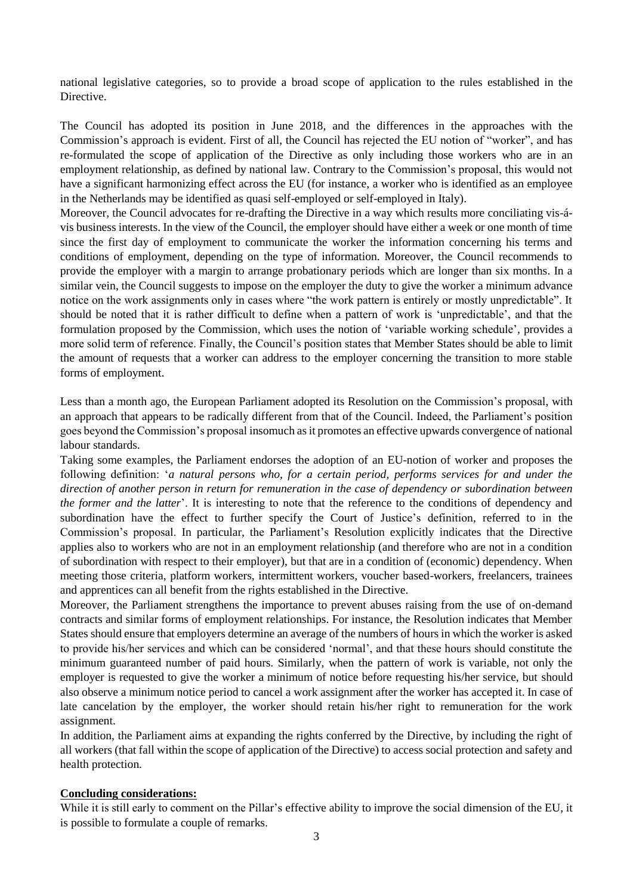national legislative categories, so to provide a broad scope of application to the rules established in the Directive.

The Council has adopted its position in June 2018, and the differences in the approaches with the Commission's approach is evident. First of all, the Council has rejected the EU notion of "worker", and has re-formulated the scope of application of the Directive as only including those workers who are in an employment relationship, as defined by national law. Contrary to the Commission's proposal, this would not have a significant harmonizing effect across the EU (for instance, a worker who is identified as an employee in the Netherlands may be identified as quasi self-employed or self-employed in Italy).

Moreover, the Council advocates for re-drafting the Directive in a way which results more conciliating vis-á-vis business interests. In the view of the Council, the employer should have either a week or one month of time since the first day of employment to communicate the worker the information concerning his terms and conditions of employment, depending on the type of information. Moreover, the Council recommends to provide the employer with a margin to arrange probationary periods which are longer than six months. In a similar vein, the Council suggests to impose on the employer the duty to give the worker a minimum advance notice on the work assignments only in cases where "the work pattern is entirely or mostly unpredictable". It should be noted that it is rather difficult to define when a pattern of work is 'unpredictable', and that the formulation proposed by the Commission, which uses the notion of 'variable working schedule', provides a more solid term of reference. Finally, the Council's position states that Member States should be able to limit the amount of requests that a worker can address to the employer concerning the transition to more stable forms of employment.

Less than a month ago, the European Parliament adopted its Resolution on the Commission's proposal, with an approach that appears to be radically different from that of the Council. Indeed, the Parliament's position goes beyond the Commission's proposal insomuch as it promotes an effective upwards convergence of national labour standards.

Taking some examples, the Parliament endorses the adoption of an EU-notion of worker and proposes the following definition: '*a natural persons who, for a certain period, performs services for and under the direction of another person in return for remuneration in the case of dependency or subordination between the former and the latter*'. It is interesting to note that the reference to the conditions of dependency and subordination have the effect to further specify the Court of Justice's definition, referred to in the Commission's proposal. In particular, the Parliament's Resolution explicitly indicates that the Directive applies also to workers who are not in an employment relationship (and therefore who are not in a condition of subordination with respect to their employer), but that are in a condition of (economic) dependency. When meeting those criteria, platform workers, intermittent workers, voucher based-workers, freelancers, trainees and apprentices can all benefit from the rights established in the Directive.

Moreover, the Parliament strengthens the importance to prevent abuses raising from the use of on-demand contracts and similar forms of employment relationships. For instance, the Resolution indicates that Member States should ensure that employers determine an average of the numbers of hours in which the worker is asked to provide his/her services and which can be considered 'normal', and that these hours should constitute the minimum guaranteed number of paid hours. Similarly, when the pattern of work is variable, not only the employer is requested to give the worker a minimum of notice before requesting his/her service, but should also observe a minimum notice period to cancel a work assignment after the worker has accepted it. In case of late cancelation by the employer, the worker should retain his/her right to remuneration for the work assignment.

In addition, the Parliament aims at expanding the rights conferred by the Directive, by including the right of all workers (that fall within the scope of application of the Directive) to access social protection and safety and health protection.

**Concluding considerations:**

While it is still early to comment on the Pillar's effective ability to improve the social dimension of the EU, it is possible to formulate a couple of remarks.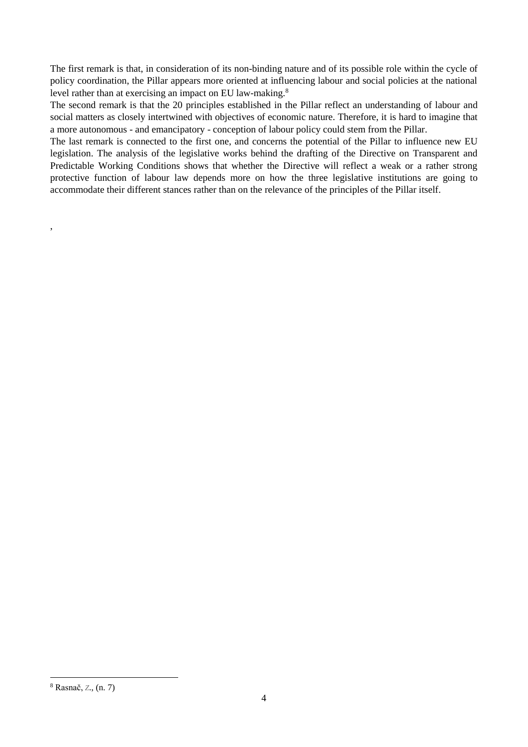The first remark is that, in consideration of its non-binding nature and of its possible role within the cycle of policy coordination, the Pillar appears more oriented at influencing labour and social policies at the national level rather than at exercising an impact on EU law-making.[8]

The second remark is that the 20 principles established in the Pillar reflect an understanding of labour and social matters as closely intertwined with objectives of economic nature. Therefore, it is hard to imagine that a more autonomous - and emancipatory - conception of labour policy could stem from the Pillar.

The last remark is connected to the first one, and concerns the potential of the Pillar to influence new EU legislation. The analysis of the legislative works behind the drafting of the Directive on Transparent and Predictable Working Conditions shows that whether the Directive will reflect a weak or a rather strong protective function of labour law depends more on how the three legislative institutions are going to accommodate their different stances rather than on the relevance of the principles of the Pillar itself.

,

[8] Rasnač, Z., (n. 7)